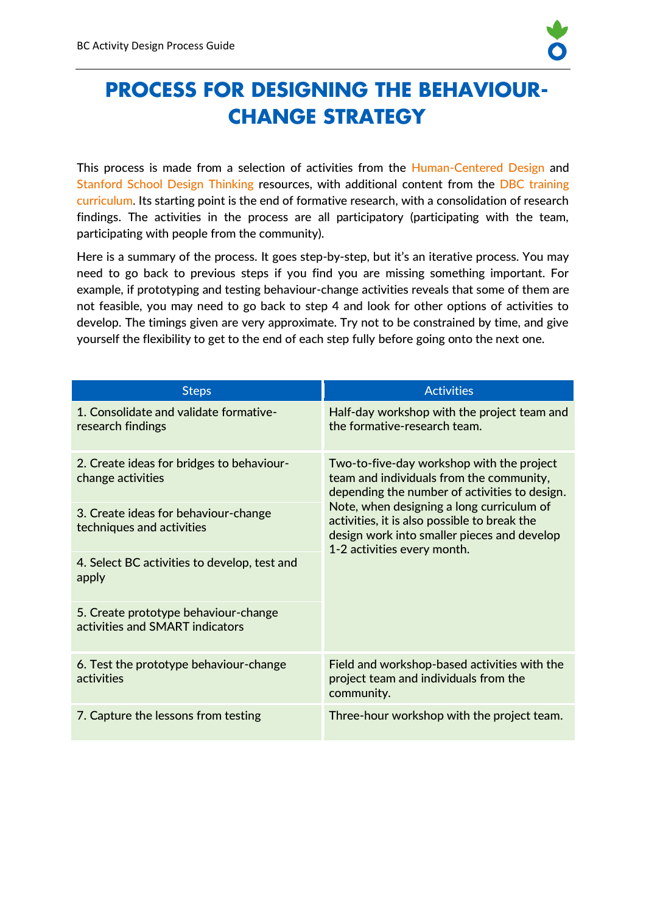# PROCESS FOR DESIGNING THE BEHAVIOUR-CHANGE STRATEGY

This process is made from a selection of activities from the Human-Centered Design and Stanford School Design Thinking resources, with additional content from the DBC training curriculum. Its starting point is the end of formative research, with a consolidation of research findings. The activities in the process are all participatory (participating with the team, participating with people from the community).

Here is a summary of the process. It goes step-by-step, but it's an iterative process. You may need to go back to previous steps if you find you are missing something important. For example, if prototyping and testing behaviour-change activities reveals that some of them are not feasible, you may need to go back to step 4 and look for other options of activities to develop. The timings given are very approximate. Try not to be constrained by time, and give yourself the flexibility to get to the end of each step fully before going onto the next one.

| Steps | Activities |
|---|---|
| 1. Consolidate and validate formative-research findings | Half-day workshop with the project team and the formative-research team. |
| 2. Create ideas for bridges to behaviour-change activities | Two-to-five-day workshop with the project team and individuals from the community, depending the number of activities to design. Note, when designing a long curriculum of activities, it is also possible to break the design work into smaller pieces and develop 1-2 activities every month. |
| 3. Create ideas for behaviour-change techniques and activities | |
| 4. Select BC activities to develop, test and apply | |
| 5. Create prototype behaviour-change activities and SMART indicators | |
| 6. Test the prototype behaviour-change activities | Field and workshop-based activities with the project team and individuals from the community. |
| 7. Capture the lessons from testing | Three-hour workshop with the project team. |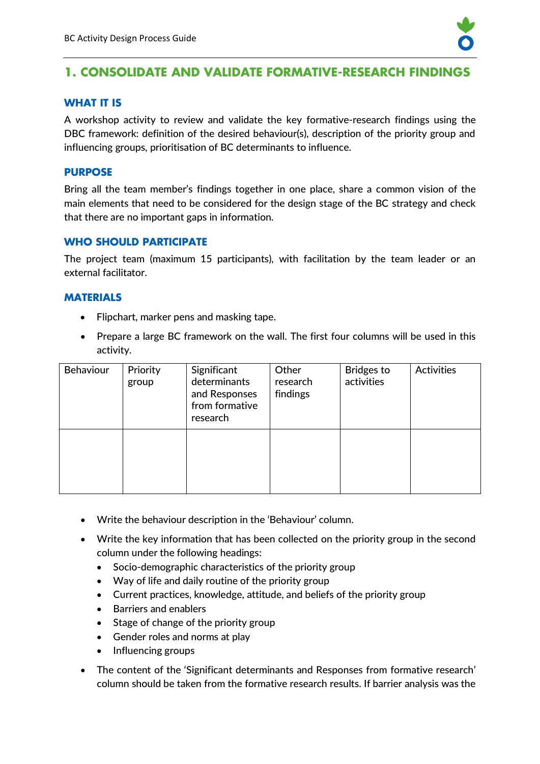## 1. CONSOLIDATE AND VALIDATE FORMATIVE-RESEARCH FINDINGS

### WHAT IT IS

A workshop activity to review and validate the key formative-research findings using the DBC framework: definition of the desired behaviour(s), description of the priority group and influencing groups, prioritisation of BC determinants to influence.

### PURPOSE

Bring all the team member's findings together in one place, share a common vision of the main elements that need to be considered for the design stage of the BC strategy and check that there are no important gaps in information.

### WHO SHOULD PARTICIPATE

The project team (maximum 15 participants), with facilitation by the team leader or an external facilitator.

### MATERIALS

- Flipchart, marker pens and masking tape.
- Prepare a large BC framework on the wall. The first four columns will be used in this activity.

| Behaviour | Priority group | Significant determinants and Responses from formative research | Other research findings | Bridges to activities | Activities |
|---|---|---|---|---|---|
| | | | | | |

- Write the behaviour description in the 'Behaviour' column.
- Write the key information that has been collected on the priority group in the second column under the following headings:
  - Socio-demographic characteristics of the priority group
  - Way of life and daily routine of the priority group
  - Current practices, knowledge, attitude, and beliefs of the priority group
  - Barriers and enablers
  - Stage of change of the priority group
  - Gender roles and norms at play
  - Influencing groups
- The content of the 'Significant determinants and Responses from formative research' column should be taken from the formative research results. If barrier analysis was the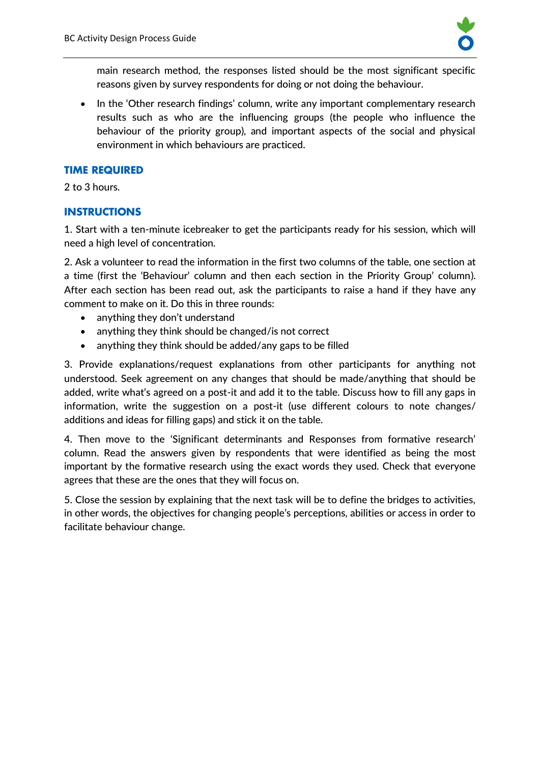main research method, the responses listed should be the most significant specific reasons given by survey respondents for doing or not doing the behaviour.

- In the 'Other research findings' column, write any important complementary research results such as who are the influencing groups (the people who influence the behaviour of the priority group), and important aspects of the social and physical environment in which behaviours are practiced.

## TIME REQUIRED

2 to 3 hours.

## INSTRUCTIONS

1. Start with a ten-minute icebreaker to get the participants ready for his session, which will need a high level of concentration.

2. Ask a volunteer to read the information in the first two columns of the table, one section at a time (first the 'Behaviour' column and then each section in the Priority Group' column). After each section has been read out, ask the participants to raise a hand if they have any comment to make on it. Do this in three rounds:

- anything they don't understand
- anything they think should be changed/is not correct
- anything they think should be added/any gaps to be filled

3. Provide explanations/request explanations from other participants for anything not understood. Seek agreement on any changes that should be made/anything that should be added, write what's agreed on a post-it and add it to the table. Discuss how to fill any gaps in information, write the suggestion on a post-it (use different colours to note changes/ additions and ideas for filling gaps) and stick it on the table.

4. Then move to the 'Significant determinants and Responses from formative research' column. Read the answers given by respondents that were identified as being the most important by the formative research using the exact words they used. Check that everyone agrees that these are the ones that they will focus on.

5. Close the session by explaining that the next task will be to define the bridges to activities, in other words, the objectives for changing people's perceptions, abilities or access in order to facilitate behaviour change.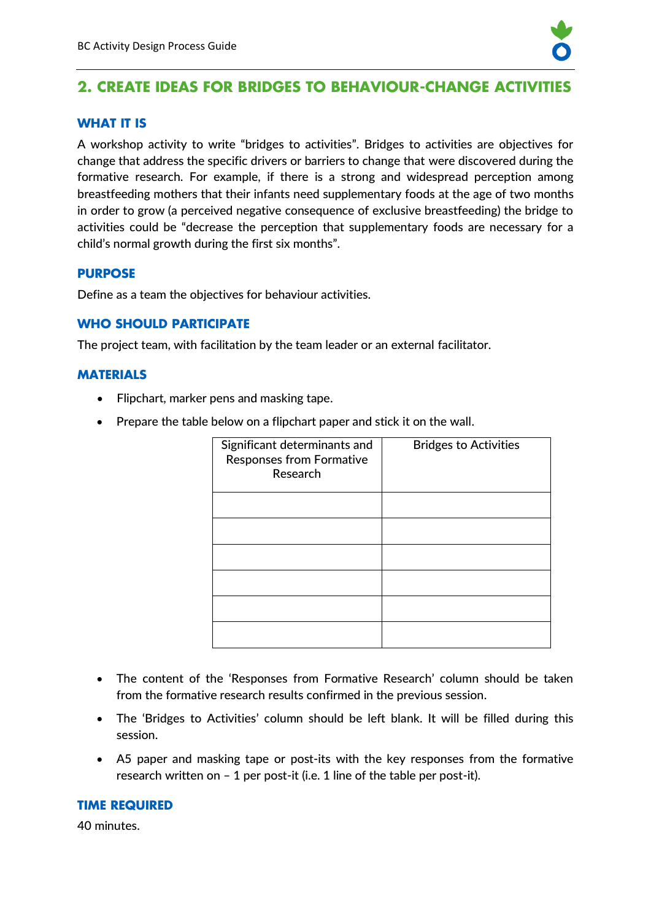## 2. CREATE IDEAS FOR BRIDGES TO BEHAVIOUR-CHANGE ACTIVITIES

### WHAT IT IS

A workshop activity to write "bridges to activities". Bridges to activities are objectives for change that address the specific drivers or barriers to change that were discovered during the formative research. For example, if there is a strong and widespread perception among breastfeeding mothers that their infants need supplementary foods at the age of two months in order to grow (a perceived negative consequence of exclusive breastfeeding) the bridge to activities could be "decrease the perception that supplementary foods are necessary for a child's normal growth during the first six months".

### PURPOSE

Define as a team the objectives for behaviour activities.

### WHO SHOULD PARTICIPATE

The project team, with facilitation by the team leader or an external facilitator.

### MATERIALS

- Flipchart, marker pens and masking tape.
- Prepare the table below on a flipchart paper and stick it on the wall.

| Significant determinants and Responses from Formative Research | Bridges to Activities |
|---|---|
| | |
| | |
| | |
| | |
| | |
| | |

- The content of the 'Responses from Formative Research' column should be taken from the formative research results confirmed in the previous session.
- The 'Bridges to Activities' column should be left blank. It will be filled during this session.
- A5 paper and masking tape or post-its with the key responses from the formative research written on – 1 per post-it (i.e. 1 line of the table per post-it).

### TIME REQUIRED

40 minutes.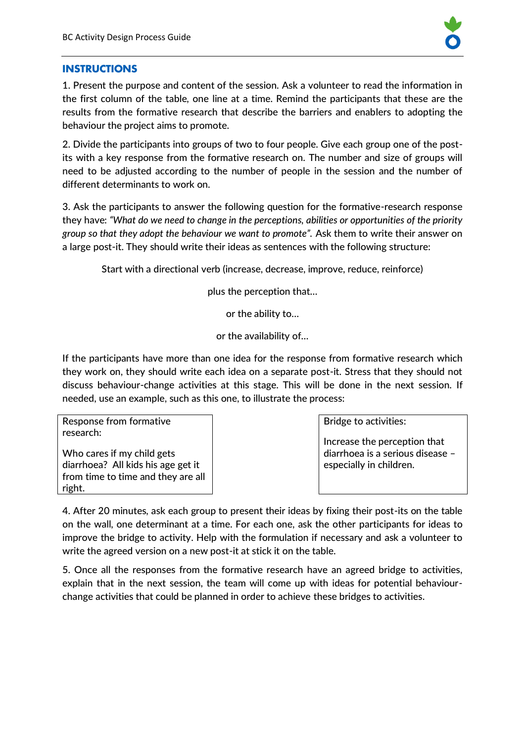## INSTRUCTIONS

1. Present the purpose and content of the session. Ask a volunteer to read the information in the first column of the table, one line at a time. Remind the participants that these are the results from the formative research that describe the barriers and enablers to adopting the behaviour the project aims to promote.

2. Divide the participants into groups of two to four people. Give each group one of the post-its with a key response from the formative research on. The number and size of groups will need to be adjusted according to the number of people in the session and the number of different determinants to work on.

3. Ask the participants to answer the following question for the formative-research response they have: *"What do we need to change in the perceptions, abilities or opportunities of the priority group so that they adopt the behaviour we want to promote".* Ask them to write their answer on a large post-it. They should write their ideas as sentences with the following structure:

Start with a directional verb (increase, decrease, improve, reduce, reinforce)

plus the perception that…

or the ability to…

or the availability of…

If the participants have more than one idea for the response from formative research which they work on, they should write each idea on a separate post-it. Stress that they should not discuss behaviour-change activities at this stage. This will be done in the next session. If needed, use an example, such as this one, to illustrate the process:

| Response from formative research: | Bridge to activities: |
|---|---|
| Who cares if my child gets diarrhoea? All kids his age get it from time to time and they are all right. | Increase the perception that diarrhoea is a serious disease – especially in children. |

4. After 20 minutes, ask each group to present their ideas by fixing their post-its on the table on the wall, one determinant at a time. For each one, ask the other participants for ideas to improve the bridge to activity. Help with the formulation if necessary and ask a volunteer to write the agreed version on a new post-it at stick it on the table.

5. Once all the responses from the formative research have an agreed bridge to activities, explain that in the next session, the team will come up with ideas for potential behaviour-change activities that could be planned in order to achieve these bridges to activities.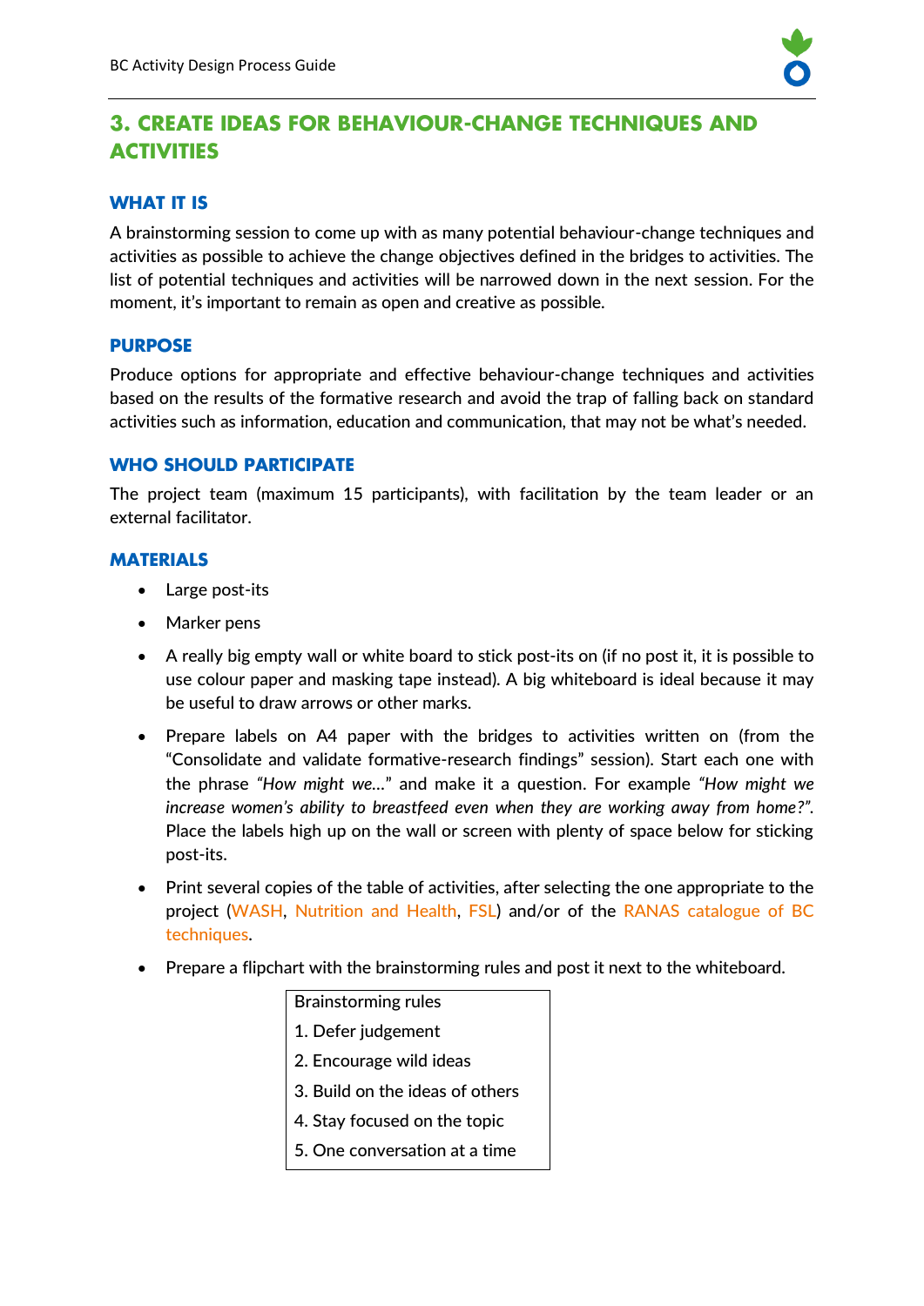## 3. CREATE IDEAS FOR BEHAVIOUR-CHANGE TECHNIQUES AND ACTIVITIES

### WHAT IT IS

A brainstorming session to come up with as many potential behaviour-change techniques and activities as possible to achieve the change objectives defined in the bridges to activities. The list of potential techniques and activities will be narrowed down in the next session. For the moment, it's important to remain as open and creative as possible.

### PURPOSE

Produce options for appropriate and effective behaviour-change techniques and activities based on the results of the formative research and avoid the trap of falling back on standard activities such as information, education and communication, that may not be what's needed.

### WHO SHOULD PARTICIPATE

The project team (maximum 15 participants), with facilitation by the team leader or an external facilitator.

### MATERIALS

- Large post-its
- Marker pens
- A really big empty wall or white board to stick post-its on (if no post it, it is possible to use colour paper and masking tape instead). A big whiteboard is ideal because it may be useful to draw arrows or other marks.
- Prepare labels on A4 paper with the bridges to activities written on (from the "Consolidate and validate formative-research findings" session). Start each one with the phrase *"How might we…"* and make it a question. For example *"How might we increase women's ability to breastfeed even when they are working away from home?"*. Place the labels high up on the wall or screen with plenty of space below for sticking post-its.
- Print several copies of the table of activities, after selecting the one appropriate to the project (WASH, Nutrition and Health, FSL) and/or of the RANAS catalogue of BC techniques.
- Prepare a flipchart with the brainstorming rules and post it next to the whiteboard.

| Brainstorming rules |
|---|
| 1. Defer judgement |
| 2. Encourage wild ideas |
| 3. Build on the ideas of others |
| 4. Stay focused on the topic |
| 5. One conversation at a time |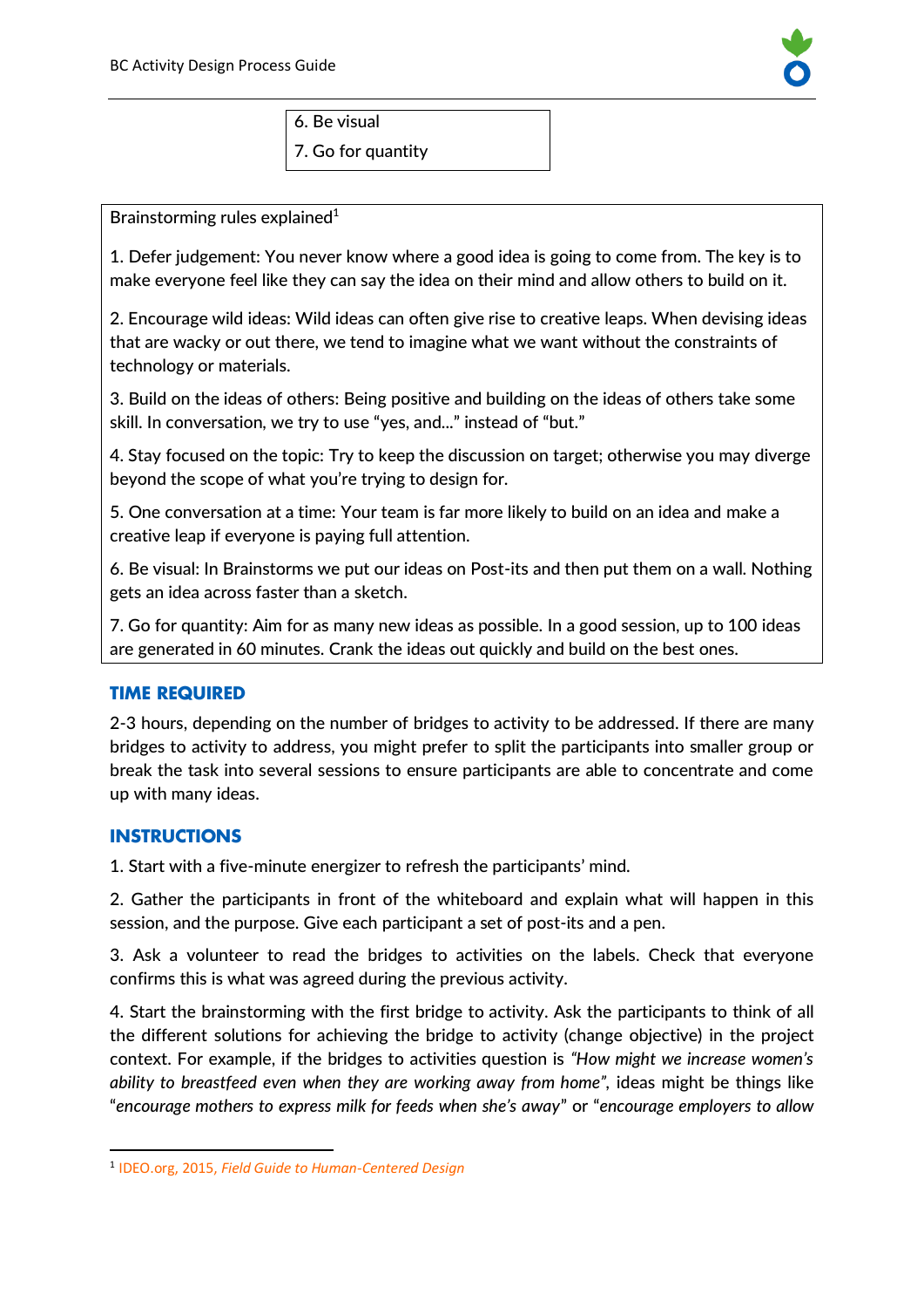6. Be visual
7. Go for quantity

Brainstorming rules explained[1]

1. Defer judgement: You never know where a good idea is going to come from. The key is to make everyone feel like they can say the idea on their mind and allow others to build on it.

2. Encourage wild ideas: Wild ideas can often give rise to creative leaps. When devising ideas that are wacky or out there, we tend to imagine what we want without the constraints of technology or materials.

3. Build on the ideas of others: Being positive and building on the ideas of others take some skill. In conversation, we try to use "yes, and..." instead of "but."

4. Stay focused on the topic: Try to keep the discussion on target; otherwise you may diverge beyond the scope of what you're trying to design for.

5. One conversation at a time: Your team is far more likely to build on an idea and make a creative leap if everyone is paying full attention.

6. Be visual: In Brainstorms we put our ideas on Post-its and then put them on a wall. Nothing gets an idea across faster than a sketch.

7. Go for quantity: Aim for as many new ideas as possible. In a good session, up to 100 ideas are generated in 60 minutes. Crank the ideas out quickly and build on the best ones.

## TIME REQUIRED

2-3 hours, depending on the number of bridges to activity to be addressed. If there are many bridges to activity to address, you might prefer to split the participants into smaller group or break the task into several sessions to ensure participants are able to concentrate and come up with many ideas.

## INSTRUCTIONS

1. Start with a five-minute energizer to refresh the participants' mind.

2. Gather the participants in front of the whiteboard and explain what will happen in this session, and the purpose. Give each participant a set of post-its and a pen.

3. Ask a volunteer to read the bridges to activities on the labels. Check that everyone confirms this is what was agreed during the previous activity.

4. Start the brainstorming with the first bridge to activity. Ask the participants to think of all the different solutions for achieving the bridge to activity (change objective) in the project context. For example, if the bridges to activities question is *"How might we increase women's ability to breastfeed even when they are working away from home"*, ideas might be things like "*encourage mothers to express milk for feeds when she's away*" or "*encourage employers to allow*

[1] IDEO.org, 2015, *Field Guide to Human-Centered Design*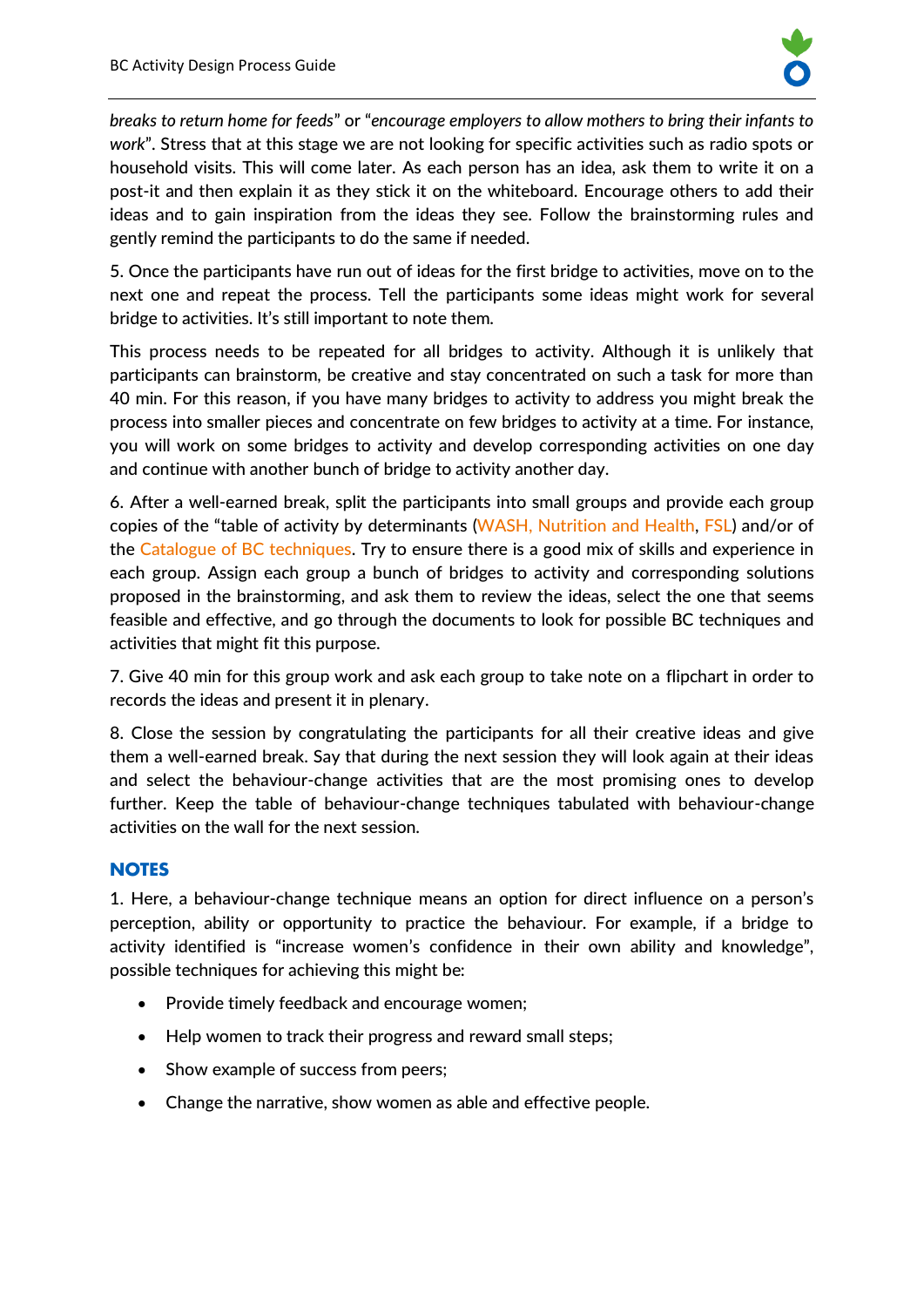*breaks to return home for feeds*" or "*encourage employers to allow mothers to bring their infants to work*". Stress that at this stage we are not looking for specific activities such as radio spots or household visits. This will come later. As each person has an idea, ask them to write it on a post-it and then explain it as they stick it on the whiteboard. Encourage others to add their ideas and to gain inspiration from the ideas they see. Follow the brainstorming rules and gently remind the participants to do the same if needed.

5. Once the participants have run out of ideas for the first bridge to activities, move on to the next one and repeat the process. Tell the participants some ideas might work for several bridge to activities. It's still important to note them.

This process needs to be repeated for all bridges to activity. Although it is unlikely that participants can brainstorm, be creative and stay concentrated on such a task for more than 40 min. For this reason, if you have many bridges to activity to address you might break the process into smaller pieces and concentrate on few bridges to activity at a time. For instance, you will work on some bridges to activity and develop corresponding activities on one day and continue with another bunch of bridge to activity another day.

6. After a well-earned break, split the participants into small groups and provide each group copies of the "table of activity by determinants (WASH, Nutrition and Health, FSL) and/or of the Catalogue of BC techniques. Try to ensure there is a good mix of skills and experience in each group. Assign each group a bunch of bridges to activity and corresponding solutions proposed in the brainstorming, and ask them to review the ideas, select the one that seems feasible and effective, and go through the documents to look for possible BC techniques and activities that might fit this purpose.

7. Give 40 min for this group work and ask each group to take note on a flipchart in order to records the ideas and present it in plenary.

8. Close the session by congratulating the participants for all their creative ideas and give them a well-earned break. Say that during the next session they will look again at their ideas and select the behaviour-change activities that are the most promising ones to develop further. Keep the table of behaviour-change techniques tabulated with behaviour-change activities on the wall for the next session.

## NOTES

1. Here, a behaviour-change technique means an option for direct influence on a person's perception, ability or opportunity to practice the behaviour. For example, if a bridge to activity identified is "increase women's confidence in their own ability and knowledge", possible techniques for achieving this might be:

- Provide timely feedback and encourage women;
- Help women to track their progress and reward small steps;
- Show example of success from peers;
- Change the narrative, show women as able and effective people.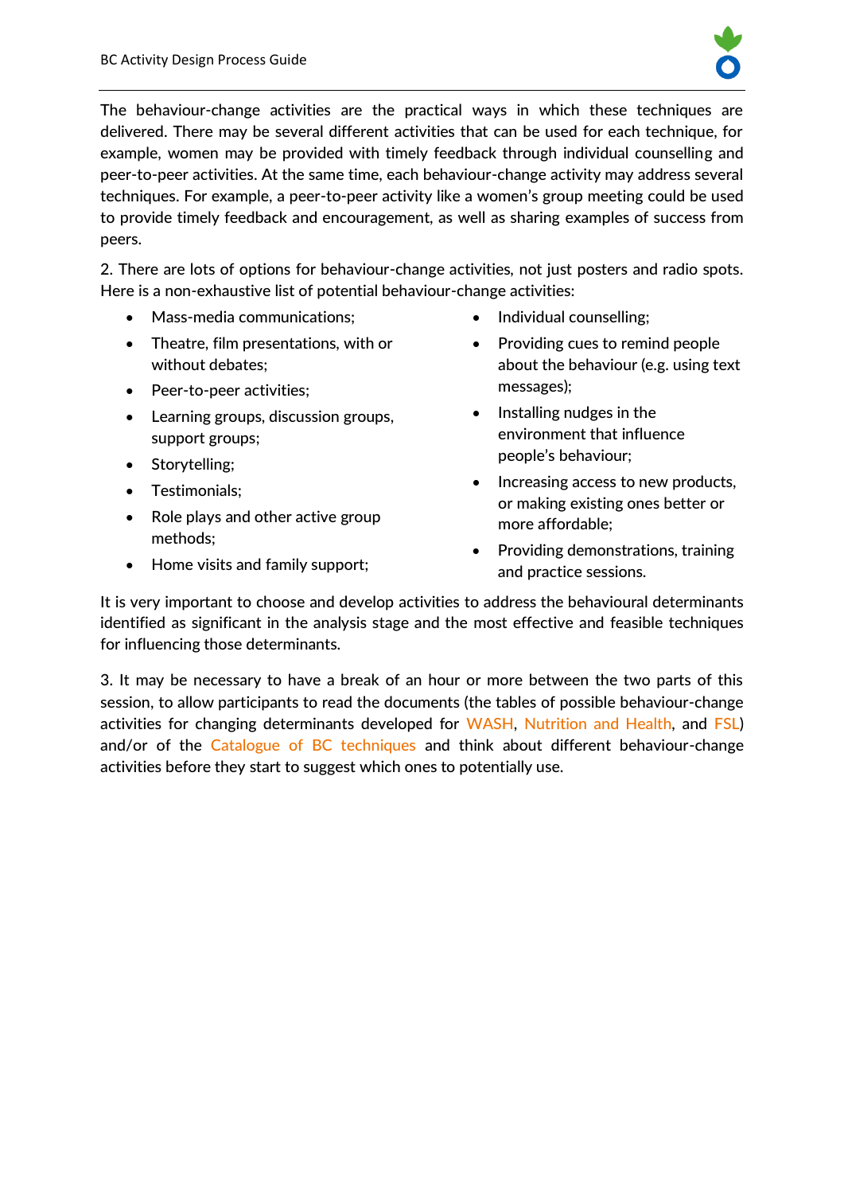The behaviour-change activities are the practical ways in which these techniques are delivered. There may be several different activities that can be used for each technique, for example, women may be provided with timely feedback through individual counselling and peer-to-peer activities. At the same time, each behaviour-change activity may address several techniques. For example, a peer-to-peer activity like a women's group meeting could be used to provide timely feedback and encouragement, as well as sharing examples of success from peers.

2. There are lots of options for behaviour-change activities, not just posters and radio spots. Here is a non-exhaustive list of potential behaviour-change activities:

- Mass-media communications;
- Theatre, film presentations, with or without debates;
- Peer-to-peer activities;
- Learning groups, discussion groups, support groups;
- Storytelling;
- Testimonials;
- Role plays and other active group methods;
- Home visits and family support;
- Individual counselling;
- Providing cues to remind people about the behaviour (e.g. using text messages);
- Installing nudges in the environment that influence people's behaviour;
- Increasing access to new products, or making existing ones better or more affordable;
- Providing demonstrations, training and practice sessions.

It is very important to choose and develop activities to address the behavioural determinants identified as significant in the analysis stage and the most effective and feasible techniques for influencing those determinants.

3. It may be necessary to have a break of an hour or more between the two parts of this session, to allow participants to read the documents (the tables of possible behaviour-change activities for changing determinants developed for WASH, Nutrition and Health, and FSL) and/or of the Catalogue of BC techniques and think about different behaviour-change activities before they start to suggest which ones to potentially use.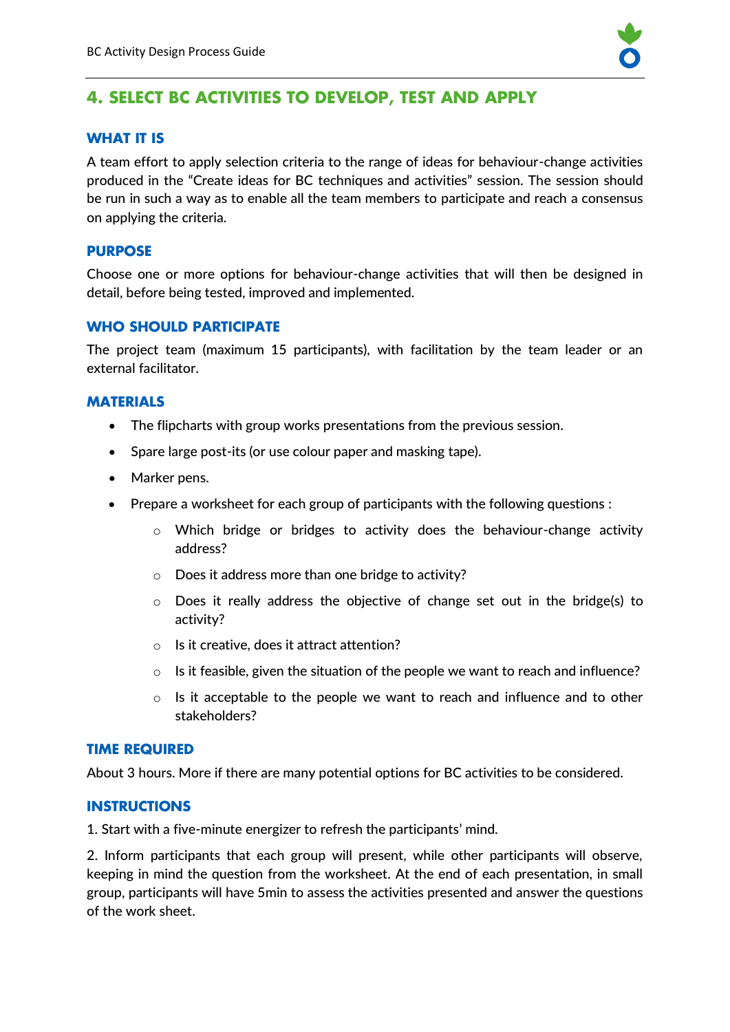## 4. SELECT BC ACTIVITIES TO DEVELOP, TEST AND APPLY

### WHAT IT IS

A team effort to apply selection criteria to the range of ideas for behaviour-change activities produced in the "Create ideas for BC techniques and activities" session. The session should be run in such a way as to enable all the team members to participate and reach a consensus on applying the criteria.

### PURPOSE

Choose one or more options for behaviour-change activities that will then be designed in detail, before being tested, improved and implemented.

### WHO SHOULD PARTICIPATE

The project team (maximum 15 participants), with facilitation by the team leader or an external facilitator.

### MATERIALS

- The flipcharts with group works presentations from the previous session.
- Spare large post-its (or use colour paper and masking tape).
- Marker pens.
- Prepare a worksheet for each group of participants with the following questions :
  - Which bridge or bridges to activity does the behaviour-change activity address?
  - Does it address more than one bridge to activity?
  - Does it really address the objective of change set out in the bridge(s) to activity?
  - Is it creative, does it attract attention?
  - Is it feasible, given the situation of the people we want to reach and influence?
  - Is it acceptable to the people we want to reach and influence and to other stakeholders?

### TIME REQUIRED

About 3 hours. More if there are many potential options for BC activities to be considered.

### INSTRUCTIONS

1. Start with a five-minute energizer to refresh the participants' mind.

2. Inform participants that each group will present, while other participants will observe, keeping in mind the question from the worksheet. At the end of each presentation, in small group, participants will have 5min to assess the activities presented and answer the questions of the work sheet.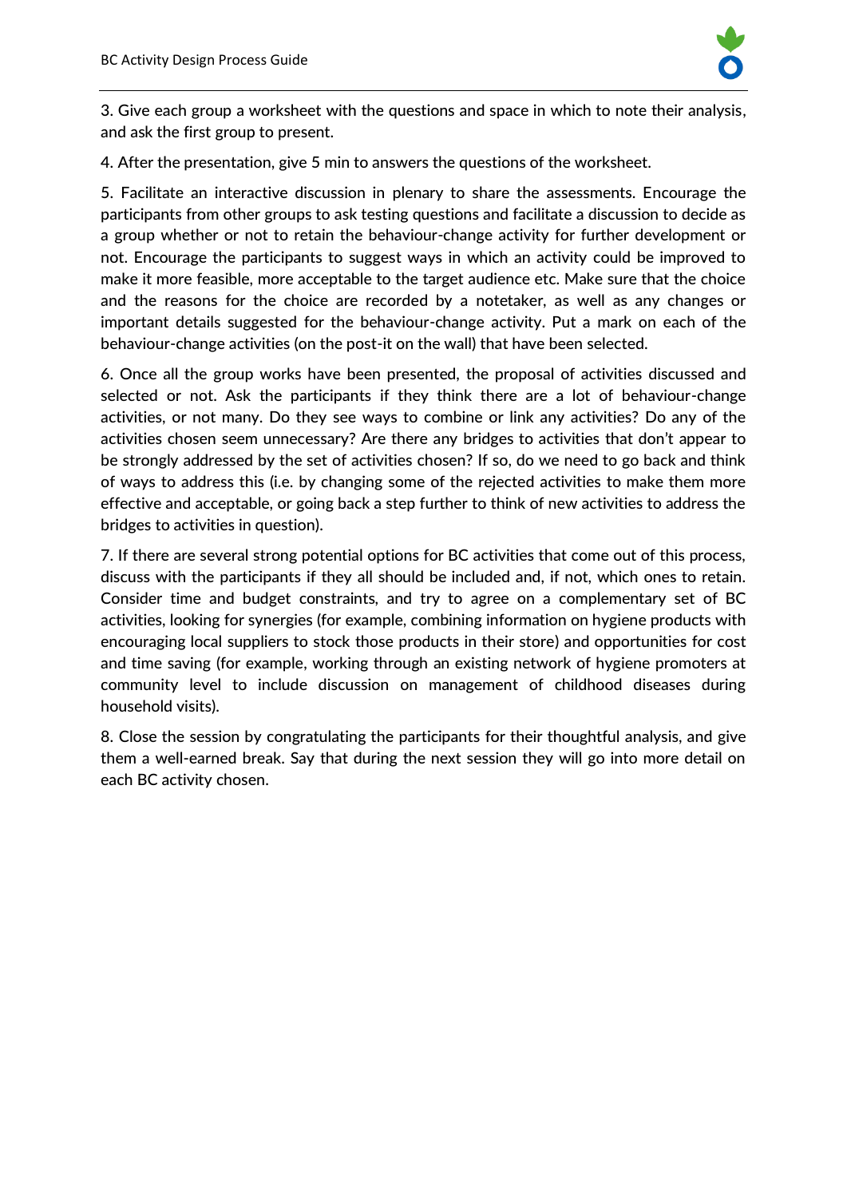3. Give each group a worksheet with the questions and space in which to note their analysis, and ask the first group to present.

4. After the presentation, give 5 min to answers the questions of the worksheet.

5. Facilitate an interactive discussion in plenary to share the assessments. Encourage the participants from other groups to ask testing questions and facilitate a discussion to decide as a group whether or not to retain the behaviour-change activity for further development or not. Encourage the participants to suggest ways in which an activity could be improved to make it more feasible, more acceptable to the target audience etc. Make sure that the choice and the reasons for the choice are recorded by a notetaker, as well as any changes or important details suggested for the behaviour-change activity. Put a mark on each of the behaviour-change activities (on the post-it on the wall) that have been selected.

6. Once all the group works have been presented, the proposal of activities discussed and selected or not. Ask the participants if they think there are a lot of behaviour-change activities, or not many. Do they see ways to combine or link any activities? Do any of the activities chosen seem unnecessary? Are there any bridges to activities that don't appear to be strongly addressed by the set of activities chosen? If so, do we need to go back and think of ways to address this (i.e. by changing some of the rejected activities to make them more effective and acceptable, or going back a step further to think of new activities to address the bridges to activities in question).

7. If there are several strong potential options for BC activities that come out of this process, discuss with the participants if they all should be included and, if not, which ones to retain. Consider time and budget constraints, and try to agree on a complementary set of BC activities, looking for synergies (for example, combining information on hygiene products with encouraging local suppliers to stock those products in their store) and opportunities for cost and time saving (for example, working through an existing network of hygiene promoters at community level to include discussion on management of childhood diseases during household visits).

8. Close the session by congratulating the participants for their thoughtful analysis, and give them a well-earned break. Say that during the next session they will go into more detail on each BC activity chosen.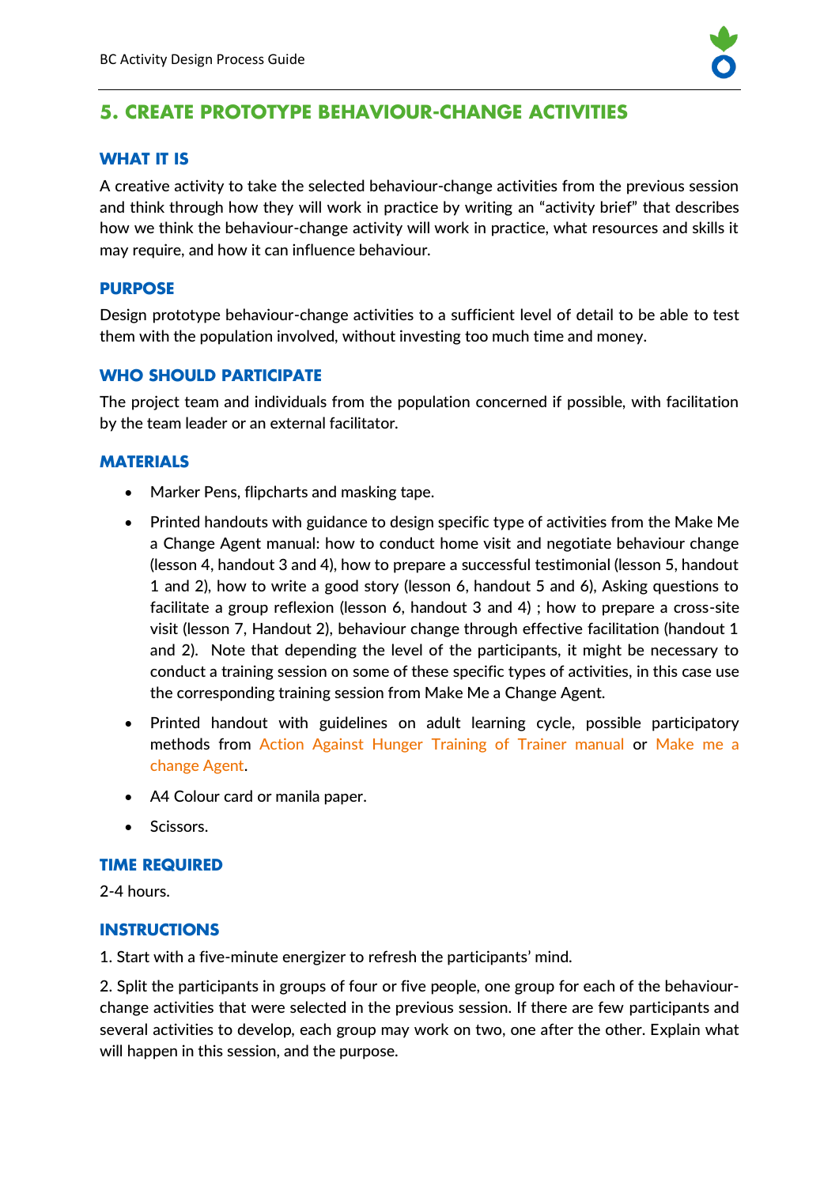## 5. CREATE PROTOTYPE BEHAVIOUR-CHANGE ACTIVITIES

### WHAT IT IS

A creative activity to take the selected behaviour-change activities from the previous session and think through how they will work in practice by writing an "activity brief" that describes how we think the behaviour-change activity will work in practice, what resources and skills it may require, and how it can influence behaviour.

### PURPOSE

Design prototype behaviour-change activities to a sufficient level of detail to be able to test them with the population involved, without investing too much time and money.

### WHO SHOULD PARTICIPATE

The project team and individuals from the population concerned if possible, with facilitation by the team leader or an external facilitator.

### MATERIALS

- Marker Pens, flipcharts and masking tape.
- Printed handouts with guidance to design specific type of activities from the Make Me a Change Agent manual: how to conduct home visit and negotiate behaviour change (lesson 4, handout 3 and 4), how to prepare a successful testimonial (lesson 5, handout 1 and 2), how to write a good story (lesson 6, handout 5 and 6), Asking questions to facilitate a group reflexion (lesson 6, handout 3 and 4) ; how to prepare a cross-site visit (lesson 7, Handout 2), behaviour change through effective facilitation (handout 1 and 2). Note that depending the level of the participants, it might be necessary to conduct a training session on some of these specific types of activities, in this case use the corresponding training session from Make Me a Change Agent.
- Printed handout with guidelines on adult learning cycle, possible participatory methods from Action Against Hunger Training of Trainer manual or Make me a change Agent.
- A4 Colour card or manila paper.
- Scissors.

### TIME REQUIRED

2-4 hours.

### INSTRUCTIONS

1. Start with a five-minute energizer to refresh the participants' mind.

2. Split the participants in groups of four or five people, one group for each of the behaviour-change activities that were selected in the previous session. If there are few participants and several activities to develop, each group may work on two, one after the other. Explain what will happen in this session, and the purpose.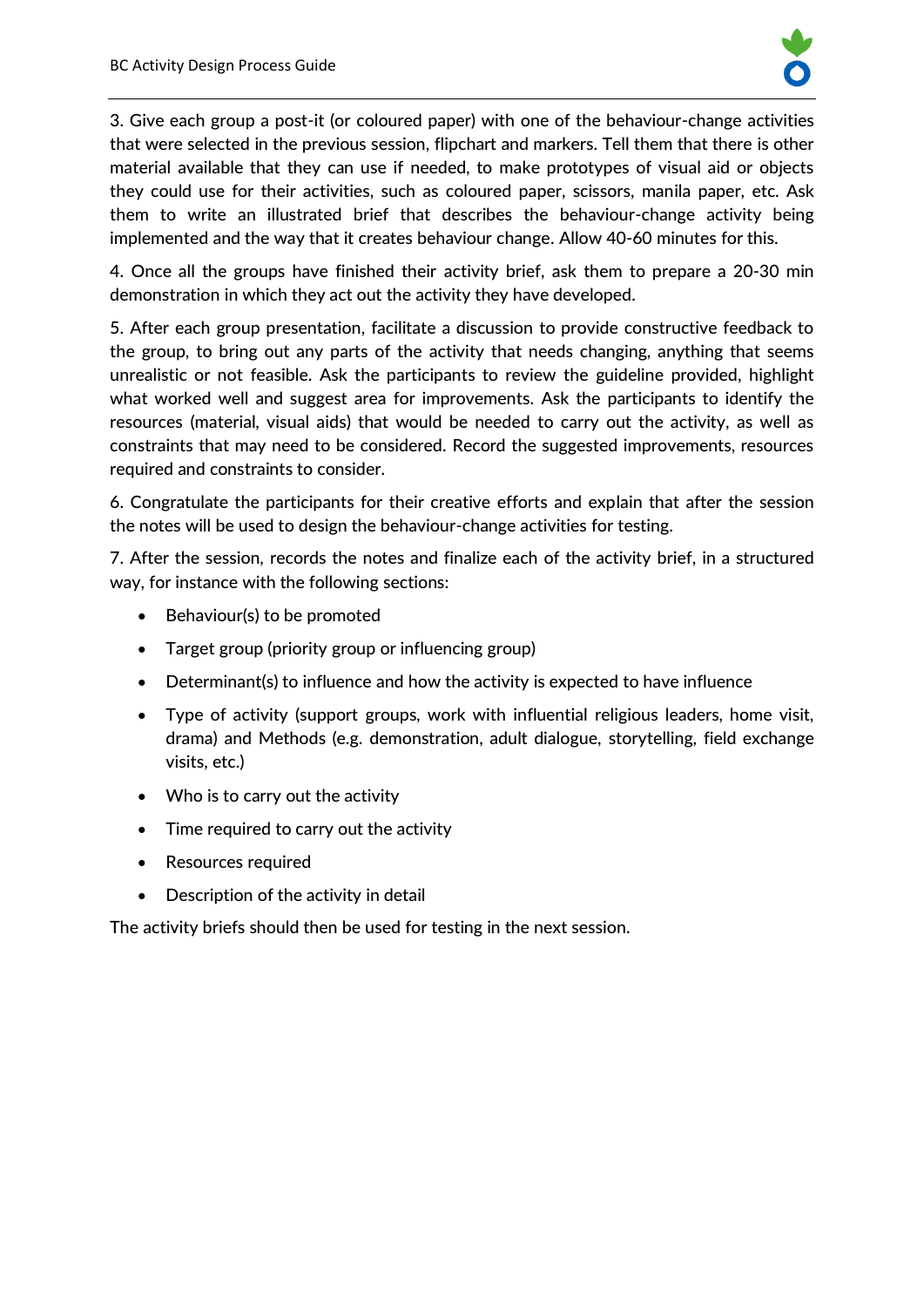3. Give each group a post-it (or coloured paper) with one of the behaviour-change activities that were selected in the previous session, flipchart and markers. Tell them that there is other material available that they can use if needed, to make prototypes of visual aid or objects they could use for their activities, such as coloured paper, scissors, manila paper, etc. Ask them to write an illustrated brief that describes the behaviour-change activity being implemented and the way that it creates behaviour change. Allow 40-60 minutes for this.

4. Once all the groups have finished their activity brief, ask them to prepare a 20-30 min demonstration in which they act out the activity they have developed.

5. After each group presentation, facilitate a discussion to provide constructive feedback to the group, to bring out any parts of the activity that needs changing, anything that seems unrealistic or not feasible. Ask the participants to review the guideline provided, highlight what worked well and suggest area for improvements. Ask the participants to identify the resources (material, visual aids) that would be needed to carry out the activity, as well as constraints that may need to be considered. Record the suggested improvements, resources required and constraints to consider.

6. Congratulate the participants for their creative efforts and explain that after the session the notes will be used to design the behaviour-change activities for testing.

7. After the session, records the notes and finalize each of the activity brief, in a structured way, for instance with the following sections:

- Behaviour(s) to be promoted
- Target group (priority group or influencing group)
- Determinant(s) to influence and how the activity is expected to have influence
- Type of activity (support groups, work with influential religious leaders, home visit, drama) and Methods (e.g. demonstration, adult dialogue, storytelling, field exchange visits, etc.)
- Who is to carry out the activity
- Time required to carry out the activity
- Resources required
- Description of the activity in detail

The activity briefs should then be used for testing in the next session.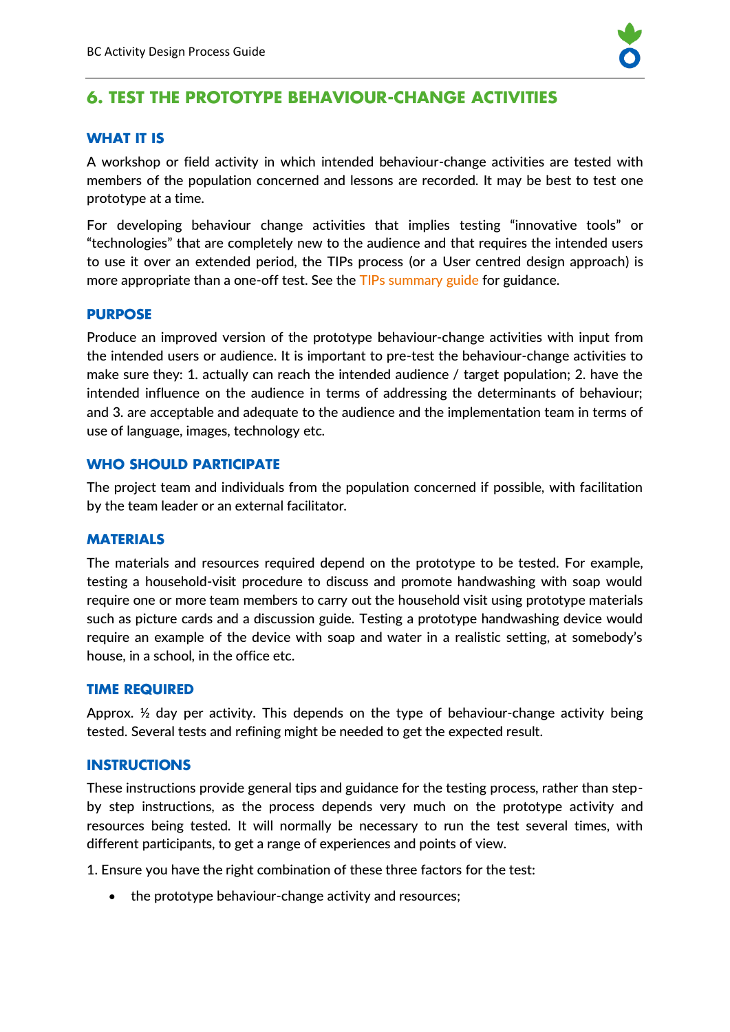## 6. TEST THE PROTOTYPE BEHAVIOUR-CHANGE ACTIVITIES

### WHAT IT IS

A workshop or field activity in which intended behaviour-change activities are tested with members of the population concerned and lessons are recorded. It may be best to test one prototype at a time.

For developing behaviour change activities that implies testing "innovative tools" or "technologies" that are completely new to the audience and that requires the intended users to use it over an extended period, the TIPs process (or a User centred design approach) is more appropriate than a one-off test. See the TIPs summary guide for guidance.

### PURPOSE

Produce an improved version of the prototype behaviour-change activities with input from the intended users or audience. It is important to pre-test the behaviour-change activities to make sure they: 1. actually can reach the intended audience / target population; 2. have the intended influence on the audience in terms of addressing the determinants of behaviour; and 3. are acceptable and adequate to the audience and the implementation team in terms of use of language, images, technology etc.

### WHO SHOULD PARTICIPATE

The project team and individuals from the population concerned if possible, with facilitation by the team leader or an external facilitator.

### MATERIALS

The materials and resources required depend on the prototype to be tested. For example, testing a household-visit procedure to discuss and promote handwashing with soap would require one or more team members to carry out the household visit using prototype materials such as picture cards and a discussion guide. Testing a prototype handwashing device would require an example of the device with soap and water in a realistic setting, at somebody's house, in a school, in the office etc.

### TIME REQUIRED

Approx. ½ day per activity. This depends on the type of behaviour-change activity being tested. Several tests and refining might be needed to get the expected result.

### INSTRUCTIONS

These instructions provide general tips and guidance for the testing process, rather than step-by step instructions, as the process depends very much on the prototype activity and resources being tested. It will normally be necessary to run the test several times, with different participants, to get a range of experiences and points of view.

1. Ensure you have the right combination of these three factors for the test:

- the prototype behaviour-change activity and resources;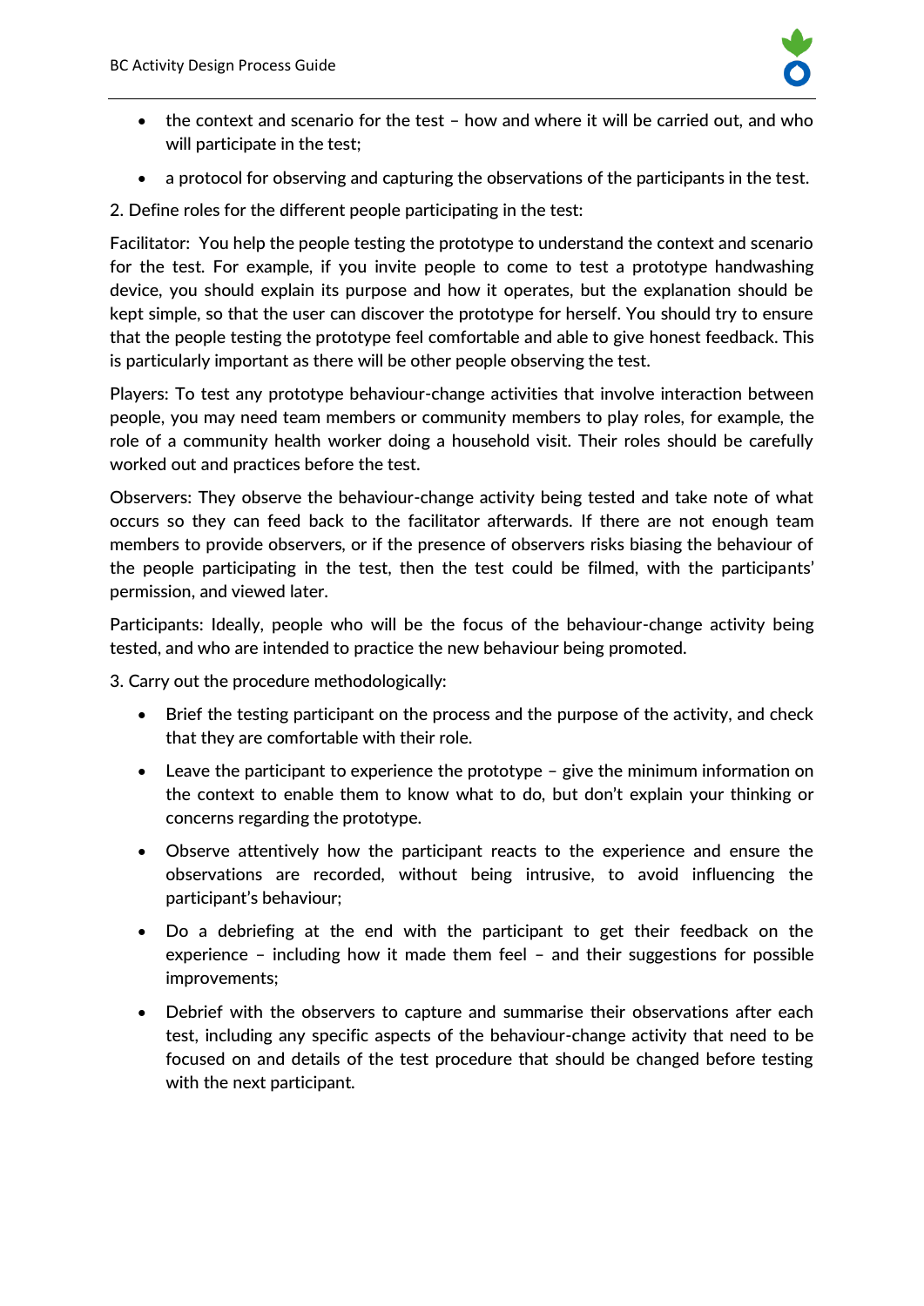- the context and scenario for the test – how and where it will be carried out, and who will participate in the test;
- a protocol for observing and capturing the observations of the participants in the test.

2. Define roles for the different people participating in the test:

Facilitator: You help the people testing the prototype to understand the context and scenario for the test. For example, if you invite people to come to test a prototype handwashing device, you should explain its purpose and how it operates, but the explanation should be kept simple, so that the user can discover the prototype for herself. You should try to ensure that the people testing the prototype feel comfortable and able to give honest feedback. This is particularly important as there will be other people observing the test.

Players: To test any prototype behaviour-change activities that involve interaction between people, you may need team members or community members to play roles, for example, the role of a community health worker doing a household visit. Their roles should be carefully worked out and practices before the test.

Observers: They observe the behaviour-change activity being tested and take note of what occurs so they can feed back to the facilitator afterwards. If there are not enough team members to provide observers, or if the presence of observers risks biasing the behaviour of the people participating in the test, then the test could be filmed, with the participants' permission, and viewed later.

Participants: Ideally, people who will be the focus of the behaviour-change activity being tested, and who are intended to practice the new behaviour being promoted.

3. Carry out the procedure methodologically:

- Brief the testing participant on the process and the purpose of the activity, and check that they are comfortable with their role.
- Leave the participant to experience the prototype – give the minimum information on the context to enable them to know what to do, but don't explain your thinking or concerns regarding the prototype.
- Observe attentively how the participant reacts to the experience and ensure the observations are recorded, without being intrusive, to avoid influencing the participant's behaviour;
- Do a debriefing at the end with the participant to get their feedback on the experience – including how it made them feel – and their suggestions for possible improvements;
- Debrief with the observers to capture and summarise their observations after each test, including any specific aspects of the behaviour-change activity that need to be focused on and details of the test procedure that should be changed before testing with the next participant.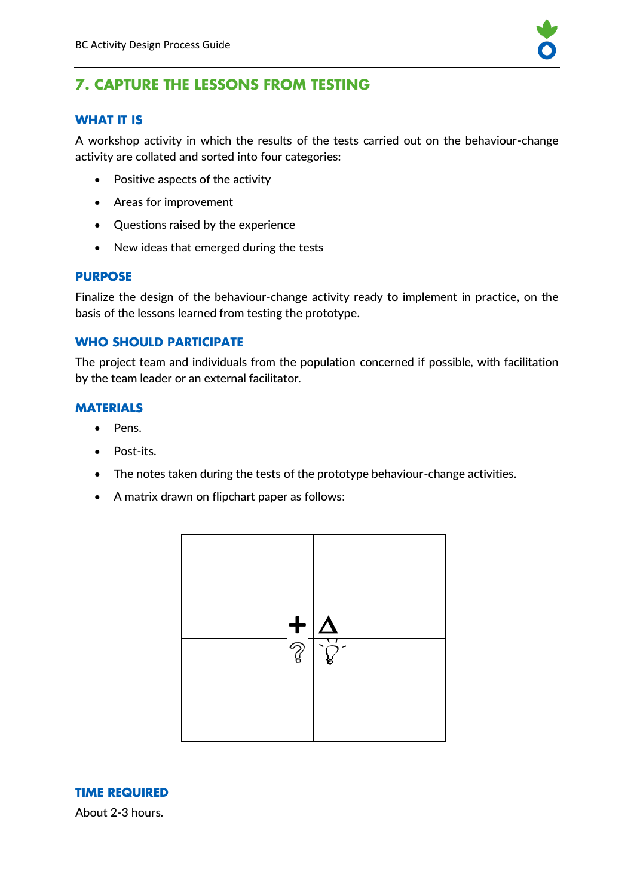## 7. CAPTURE THE LESSONS FROM TESTING

### WHAT IT IS

A workshop activity in which the results of the tests carried out on the behaviour-change activity are collated and sorted into four categories:

- Positive aspects of the activity
- Areas for improvement
- Questions raised by the experience
- New ideas that emerged during the tests

### PURPOSE

Finalize the design of the behaviour-change activity ready to implement in practice, on the basis of the lessons learned from testing the prototype.

### WHO SHOULD PARTICIPATE

The project team and individuals from the population concerned if possible, with facilitation by the team leader or an external facilitator.

### MATERIALS

- Pens.
- Post-its.
- The notes taken during the tests of the prototype behaviour-change activities.
- A matrix drawn on flipchart paper as follows:

| + | Δ |
|---|---|
| ? | 💡 |

### TIME REQUIRED

About 2-3 hours.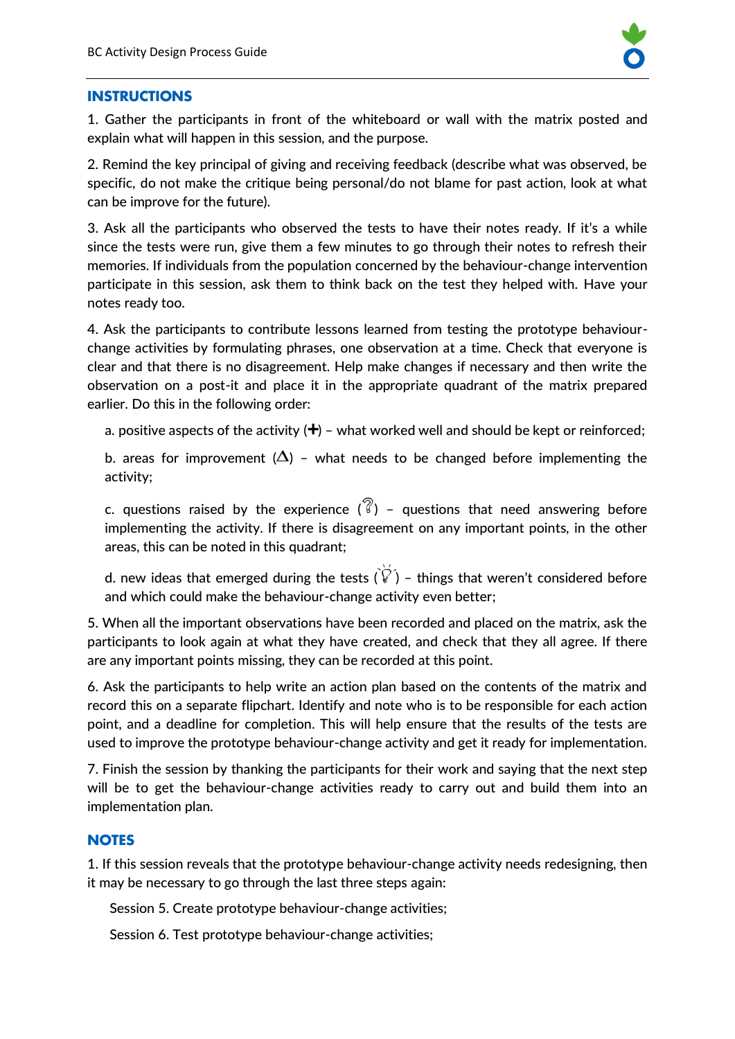## INSTRUCTIONS

1. Gather the participants in front of the whiteboard or wall with the matrix posted and explain what will happen in this session, and the purpose.

2. Remind the key principal of giving and receiving feedback (describe what was observed, be specific, do not make the critique being personal/do not blame for past action, look at what can be improve for the future).

3. Ask all the participants who observed the tests to have their notes ready. If it's a while since the tests were run, give them a few minutes to go through their notes to refresh their memories. If individuals from the population concerned by the behaviour-change intervention participate in this session, ask them to think back on the test they helped with. Have your notes ready too.

4. Ask the participants to contribute lessons learned from testing the prototype behaviour-change activities by formulating phrases, one observation at a time. Check that everyone is clear and that there is no disagreement. Help make changes if necessary and then write the observation on a post-it and place it in the appropriate quadrant of the matrix prepared earlier. Do this in the following order:

   a. positive aspects of the activity (**+**) – what worked well and should be kept or reinforced;

   b. areas for improvement ($\Delta$) – what needs to be changed before implementing the activity;

   c. questions raised by the experience (?) – questions that need answering before implementing the activity. If there is disagreement on any important points, in the other areas, this can be noted in this quadrant;

   d. new ideas that emerged during the tests (💡) – things that weren't considered before and which could make the behaviour-change activity even better;

5. When all the important observations have been recorded and placed on the matrix, ask the participants to look again at what they have created, and check that they all agree. If there are any important points missing, they can be recorded at this point.

6. Ask the participants to help write an action plan based on the contents of the matrix and record this on a separate flipchart. Identify and note who is to be responsible for each action point, and a deadline for completion. This will help ensure that the results of the tests are used to improve the prototype behaviour-change activity and get it ready for implementation.

7. Finish the session by thanking the participants for their work and saying that the next step will be to get the behaviour-change activities ready to carry out and build them into an implementation plan.

## NOTES

1. If this session reveals that the prototype behaviour-change activity needs redesigning, then it may be necessary to go through the last three steps again:

   Session 5. Create prototype behaviour-change activities;

   Session 6. Test prototype behaviour-change activities;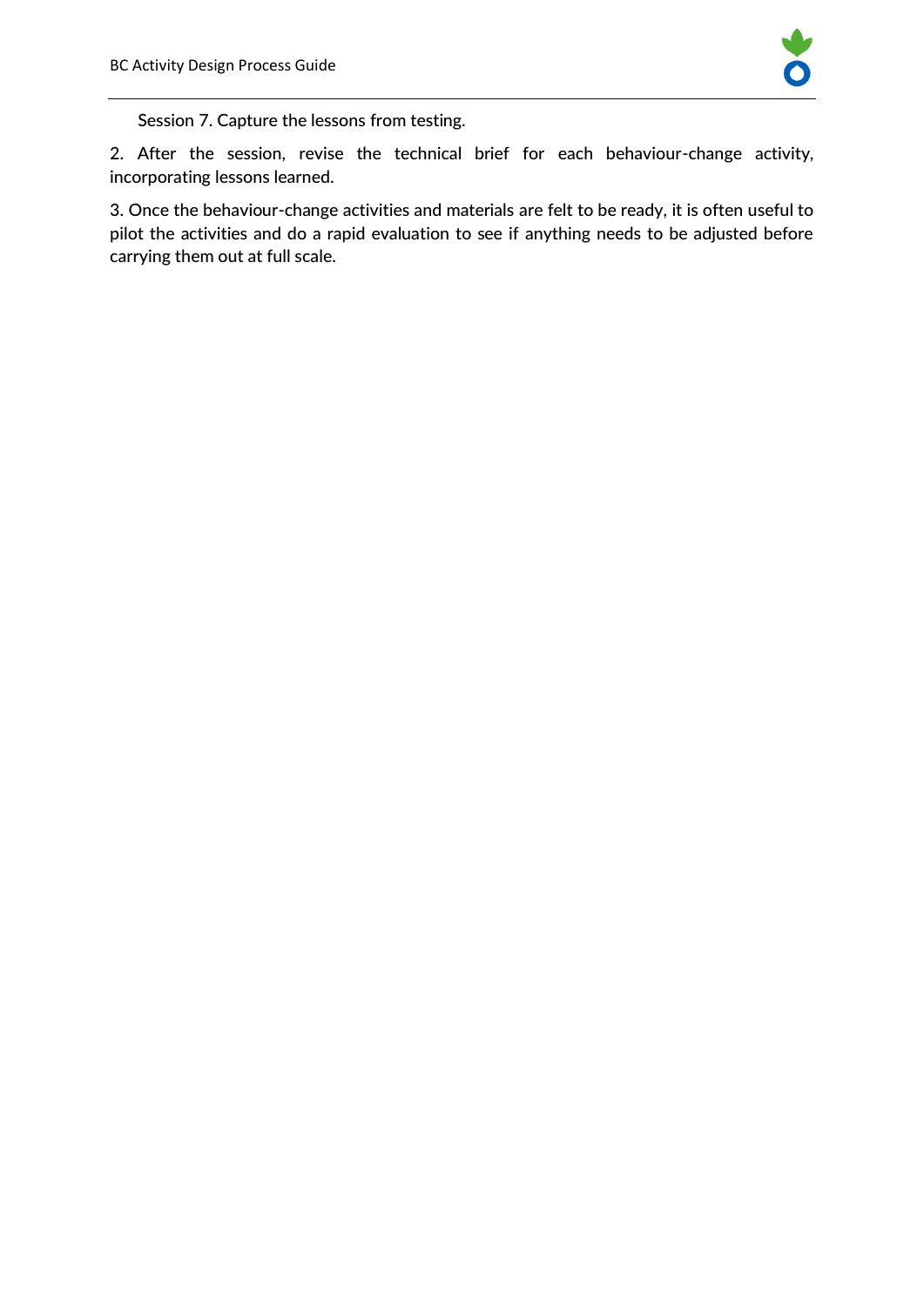Session 7. Capture the lessons from testing.

2. After the session, revise the technical brief for each behaviour-change activity, incorporating lessons learned.

3. Once the behaviour-change activities and materials are felt to be ready, it is often useful to pilot the activities and do a rapid evaluation to see if anything needs to be adjusted before carrying them out at full scale.